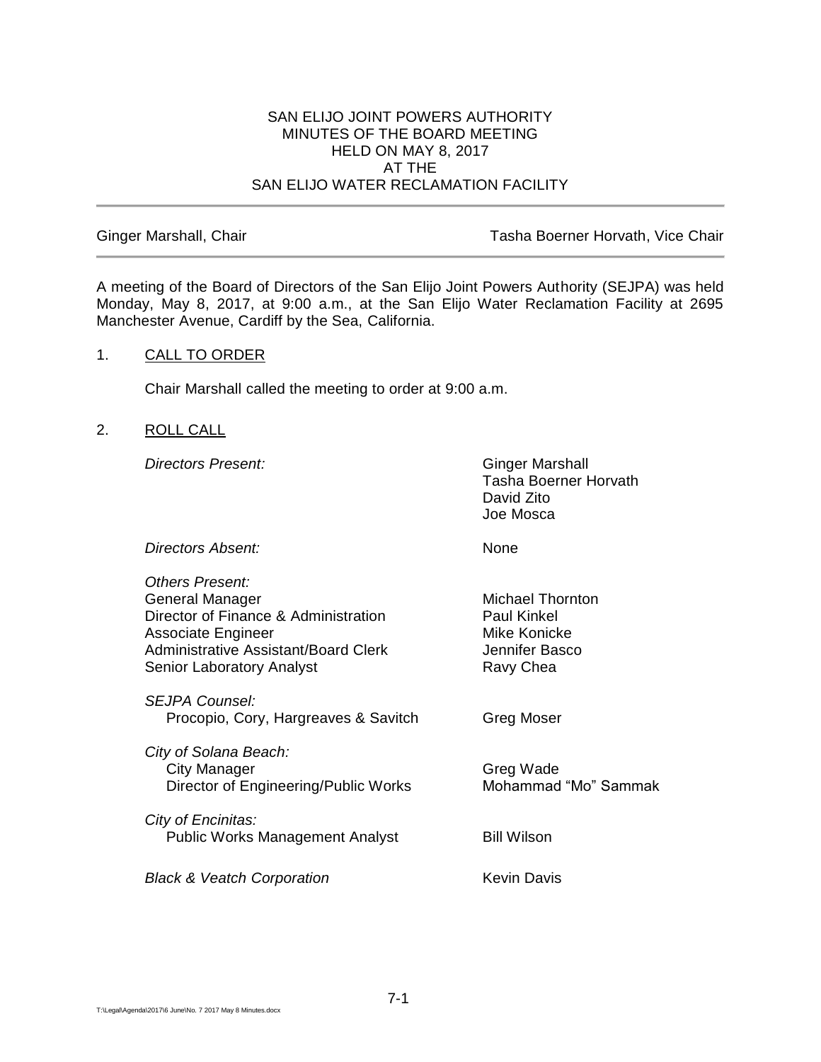SAN ELIJO JOINT POWERS AUTHORITY
MINUTES OF THE BOARD MEETING
HELD ON MAY 8, 2017
AT THE
SAN ELIJO WATER RECLAMATION FACILITY

---

Ginger Marshall, Chair — Tasha Boerner Horvath, Vice Chair

---

A meeting of the Board of Directors of the San Elijo Joint Powers Authority (SEJPA) was held Monday, May 8, 2017, at 9:00 a.m., at the San Elijo Water Reclamation Facility at 2695 Manchester Avenue, Cardiff by the Sea, California.

## 1. CALL TO ORDER

Chair Marshall called the meeting to order at 9:00 a.m.

## 2. ROLL CALL

| | |
|---|---|
| *Directors Present:* | Ginger Marshall<br>Tasha Boerner Horvath<br>David Zito<br>Joe Mosca |
| *Directors Absent:* | None |
| *Others Present:* | |
| General Manager | Michael Thornton |
| Director of Finance & Administration | Paul Kinkel |
| Associate Engineer | Mike Konicke |
| Administrative Assistant/Board Clerk | Jennifer Basco |
| Senior Laboratory Analyst | Ravy Chea |
| *SEJPA Counsel:* | |
| Procopio, Cory, Hargreaves & Savitch | Greg Moser |
| *City of Solana Beach:* | |
| City Manager | Greg Wade |
| Director of Engineering/Public Works | Mohammad "Mo" Sammak |
| *City of Encinitas:* | |
| Public Works Management Analyst | Bill Wilson |
| *Black & Veatch Corporation* | Kevin Davis |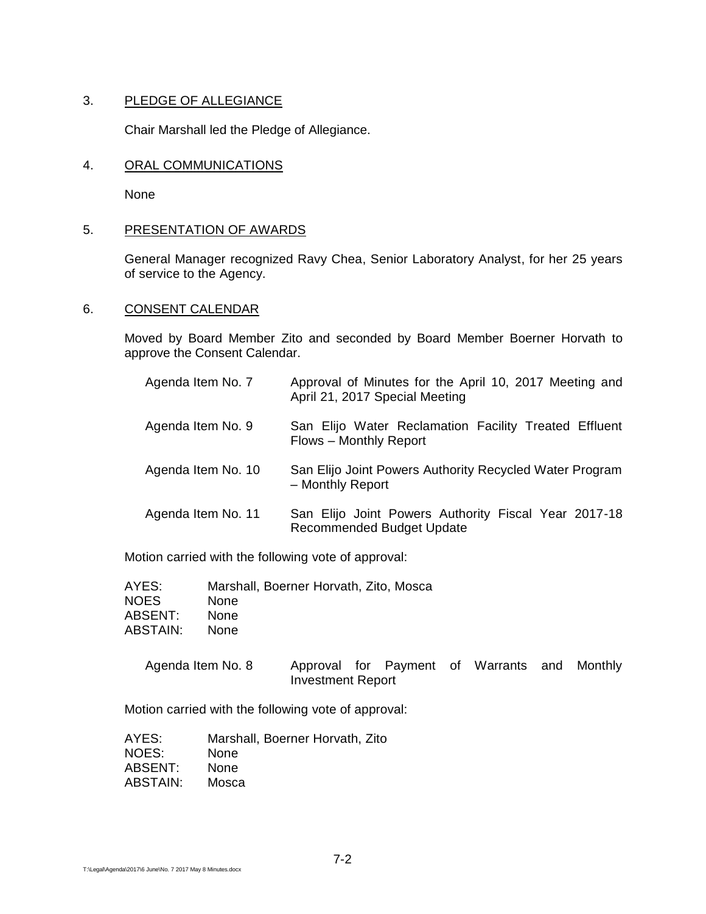3. PLEDGE OF ALLEGIANCE

Chair Marshall led the Pledge of Allegiance.

4. ORAL COMMUNICATIONS

None

5. PRESENTATION OF AWARDS

General Manager recognized Ravy Chea, Senior Laboratory Analyst, for her 25 years of service to the Agency.

6. CONSENT CALENDAR

Moved by Board Member Zito and seconded by Board Member Boerner Horvath to approve the Consent Calendar.

| | |
|---|---|
| Agenda Item No. 7 | Approval of Minutes for the April 10, 2017 Meeting and April 21, 2017 Special Meeting |
| Agenda Item No. 9 | San Elijo Water Reclamation Facility Treated Effluent Flows – Monthly Report |
| Agenda Item No. 10 | San Elijo Joint Powers Authority Recycled Water Program – Monthly Report |
| Agenda Item No. 11 | San Elijo Joint Powers Authority Fiscal Year 2017-18 Recommended Budget Update |

Motion carried with the following vote of approval:

| | |
|---|---|
| AYES: | Marshall, Boerner Horvath, Zito, Mosca |
| NOES | None |
| ABSENT: | None |
| ABSTAIN: | None |

| | |
|---|---|
| Agenda Item No. 8 | Approval for Payment of Warrants and Monthly Investment Report |

Motion carried with the following vote of approval:

| | |
|---|---|
| AYES: | Marshall, Boerner Horvath, Zito |
| NOES: | None |
| ABSENT: | None |
| ABSTAIN: | Mosca |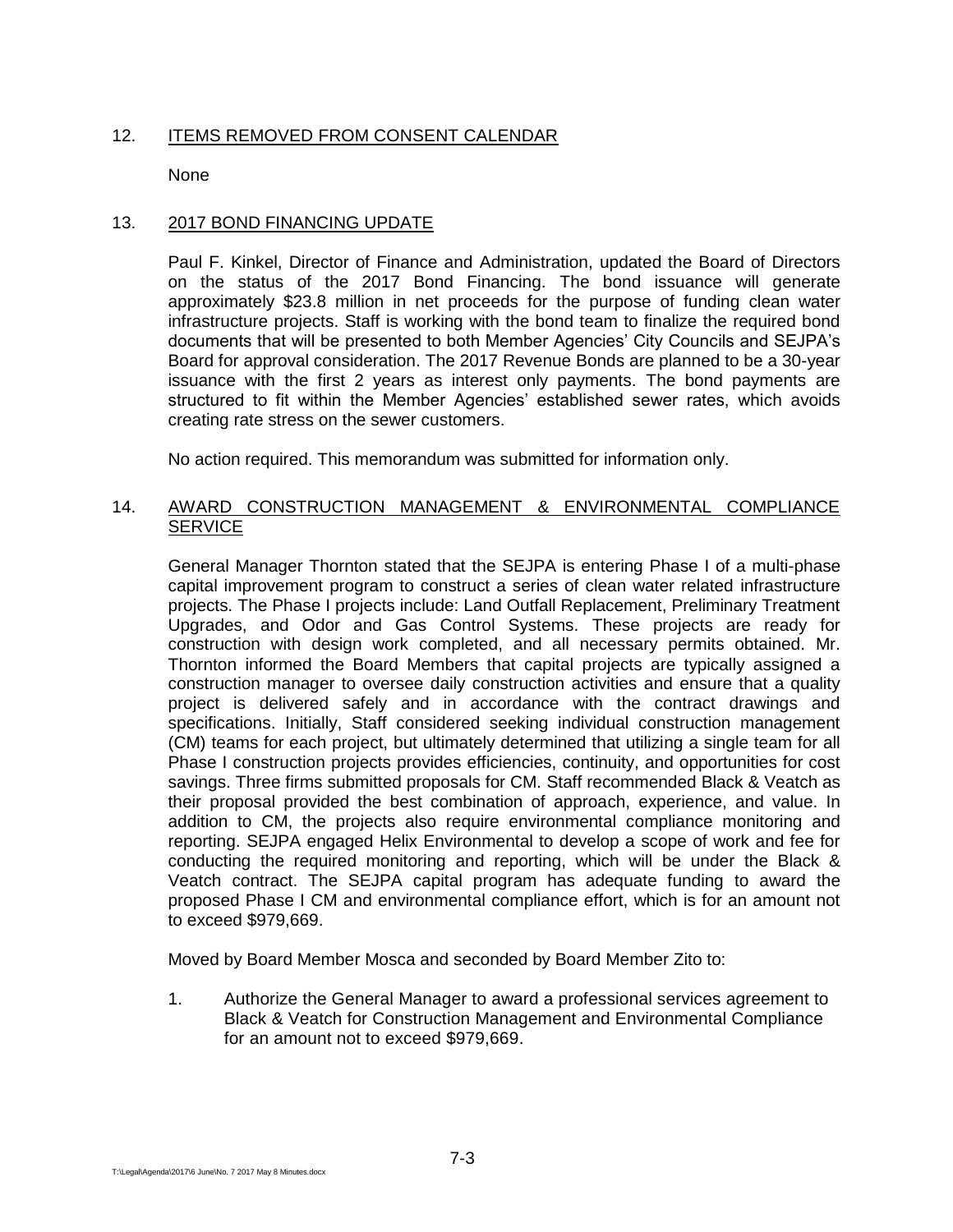12. ITEMS REMOVED FROM CONSENT CALENDAR

None

13. 2017 BOND FINANCING UPDATE

Paul F. Kinkel, Director of Finance and Administration, updated the Board of Directors on the status of the 2017 Bond Financing. The bond issuance will generate approximately $23.8 million in net proceeds for the purpose of funding clean water infrastructure projects. Staff is working with the bond team to finalize the required bond documents that will be presented to both Member Agencies' City Councils and SEJPA's Board for approval consideration. The 2017 Revenue Bonds are planned to be a 30-year issuance with the first 2 years as interest only payments. The bond payments are structured to fit within the Member Agencies' established sewer rates, which avoids creating rate stress on the sewer customers.

No action required. This memorandum was submitted for information only.

14. AWARD CONSTRUCTION MANAGEMENT & ENVIRONMENTAL COMPLIANCE SERVICE

General Manager Thornton stated that the SEJPA is entering Phase I of a multi-phase capital improvement program to construct a series of clean water related infrastructure projects. The Phase I projects include: Land Outfall Replacement, Preliminary Treatment Upgrades, and Odor and Gas Control Systems. These projects are ready for construction with design work completed, and all necessary permits obtained. Mr. Thornton informed the Board Members that capital projects are typically assigned a construction manager to oversee daily construction activities and ensure that a quality project is delivered safely and in accordance with the contract drawings and specifications. Initially, Staff considered seeking individual construction management (CM) teams for each project, but ultimately determined that utilizing a single team for all Phase I construction projects provides efficiencies, continuity, and opportunities for cost savings. Three firms submitted proposals for CM. Staff recommended Black & Veatch as their proposal provided the best combination of approach, experience, and value. In addition to CM, the projects also require environmental compliance monitoring and reporting. SEJPA engaged Helix Environmental to develop a scope of work and fee for conducting the required monitoring and reporting, which will be under the Black & Veatch contract. The SEJPA capital program has adequate funding to award the proposed Phase I CM and environmental compliance effort, which is for an amount not to exceed $979,669.

Moved by Board Member Mosca and seconded by Board Member Zito to:

1. Authorize the General Manager to award a professional services agreement to Black & Veatch for Construction Management and Environmental Compliance for an amount not to exceed $979,669.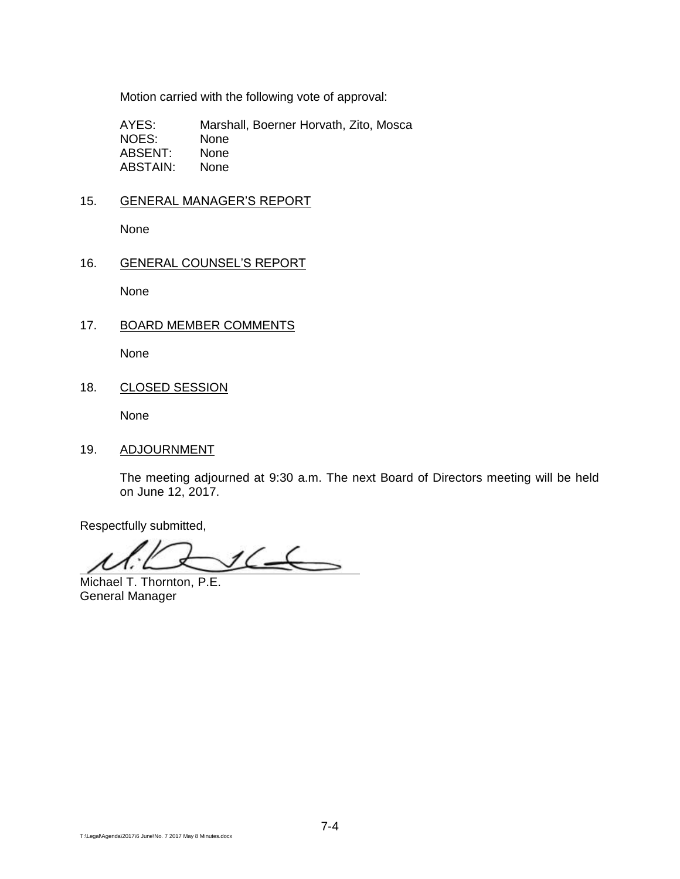Motion carried with the following vote of approval:

| | |
|---|---|
| AYES: | Marshall, Boerner Horvath, Zito, Mosca |
| NOES: | None |
| ABSENT: | None |
| ABSTAIN: | None |

15. GENERAL MANAGER'S REPORT

    None

16. GENERAL COUNSEL'S REPORT

    None

17. BOARD MEMBER COMMENTS

    None

18. CLOSED SESSION

    None

19. ADJOURNMENT

    The meeting adjourned at 9:30 a.m. The next Board of Directors meeting will be held on June 12, 2017.

Respectfully submitted,

Michael T. Thornton, P.E.
General Manager

T:\Legal\Agenda\2017\6 June\No. 7 2017 May 8 Minutes.docx